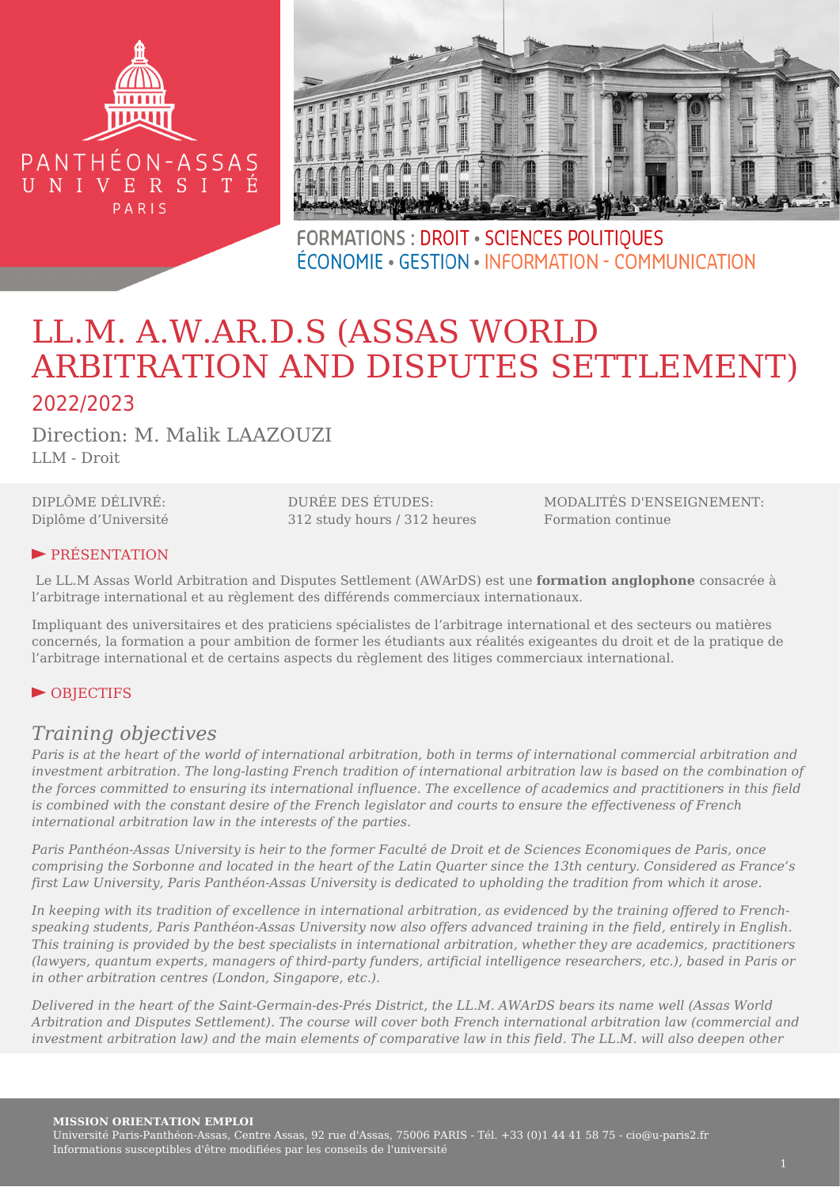PANTHÉON-ASSAS UNIVERSITÉ PARIS

FORMATIONS : DROIT • SCIENCES POLITIQUES
ÉCONOMIE • GESTION • INFORMATION - COMMUNICATION

# LL.M. A.W.AR.D.S (ASSAS WORLD ARBITRATION AND DISPUTES SETTLEMENT)

## 2022/2023

Direction: M. Malik LAAZOUZI

LLM - Droit

DIPLÔME DÉLIVRÉ:
Diplôme d'Université

DURÉE DES ÉTUDES:
312 study hours / 312 heures

MODALITÉS D'ENSEIGNEMENT:
Formation continue

## PRÉSENTATION

Le LL.M Assas World Arbitration and Disputes Settlement (AWArDS) est une **formation anglophone** consacrée à l'arbitrage international et au règlement des différends commerciaux internationaux.

Impliquant des universitaires et des praticiens spécialistes de l'arbitrage international et des secteurs ou matières concernés, la formation a pour ambition de former les étudiants aux réalités exigeantes du droit et de la pratique de l'arbitrage international et de certains aspects du règlement des litiges commerciaux international.

## OBJECTIFS

### *Training objectives*

*Paris is at the heart of the world of international arbitration, both in terms of international commercial arbitration and investment arbitration. The long-lasting French tradition of international arbitration law is based on the combination of the forces committed to ensuring its international influence. The excellence of academics and practitioners in this field is combined with the constant desire of the French legislator and courts to ensure the effectiveness of French international arbitration law in the interests of the parties.*

*Paris Panthéon-Assas University is heir to the former Faculté de Droit et de Sciences Economiques de Paris, once comprising the Sorbonne and located in the heart of the Latin Quarter since the 13th century. Considered as France's first Law University, Paris Panthéon-Assas University is dedicated to upholding the tradition from which it arose.*

*In keeping with its tradition of excellence in international arbitration, as evidenced by the training offered to French-speaking students, Paris Panthéon-Assas University now also offers advanced training in the field, entirely in English. This training is provided by the best specialists in international arbitration, whether they are academics, practitioners (lawyers, quantum experts, managers of third-party funders, artificial intelligence researchers, etc.), based in Paris or in other arbitration centres (London, Singapore, etc.).*

*Delivered in the heart of the Saint-Germain-des-Prés District, the LL.M. AWArDS bears its name well (Assas World Arbitration and Disputes Settlement). The course will cover both French international arbitration law (commercial and investment arbitration law) and the main elements of comparative law in this field. The LL.M. will also deepen other*

**MISSION ORIENTATION EMPLOI**
Université Paris-Panthéon-Assas, Centre Assas, 92 rue d'Assas, 75006 PARIS - Tél. +33 (0)1 44 41 58 75 - cio@u-paris2.fr
Informations susceptibles d'être modifiées par les conseils de l'université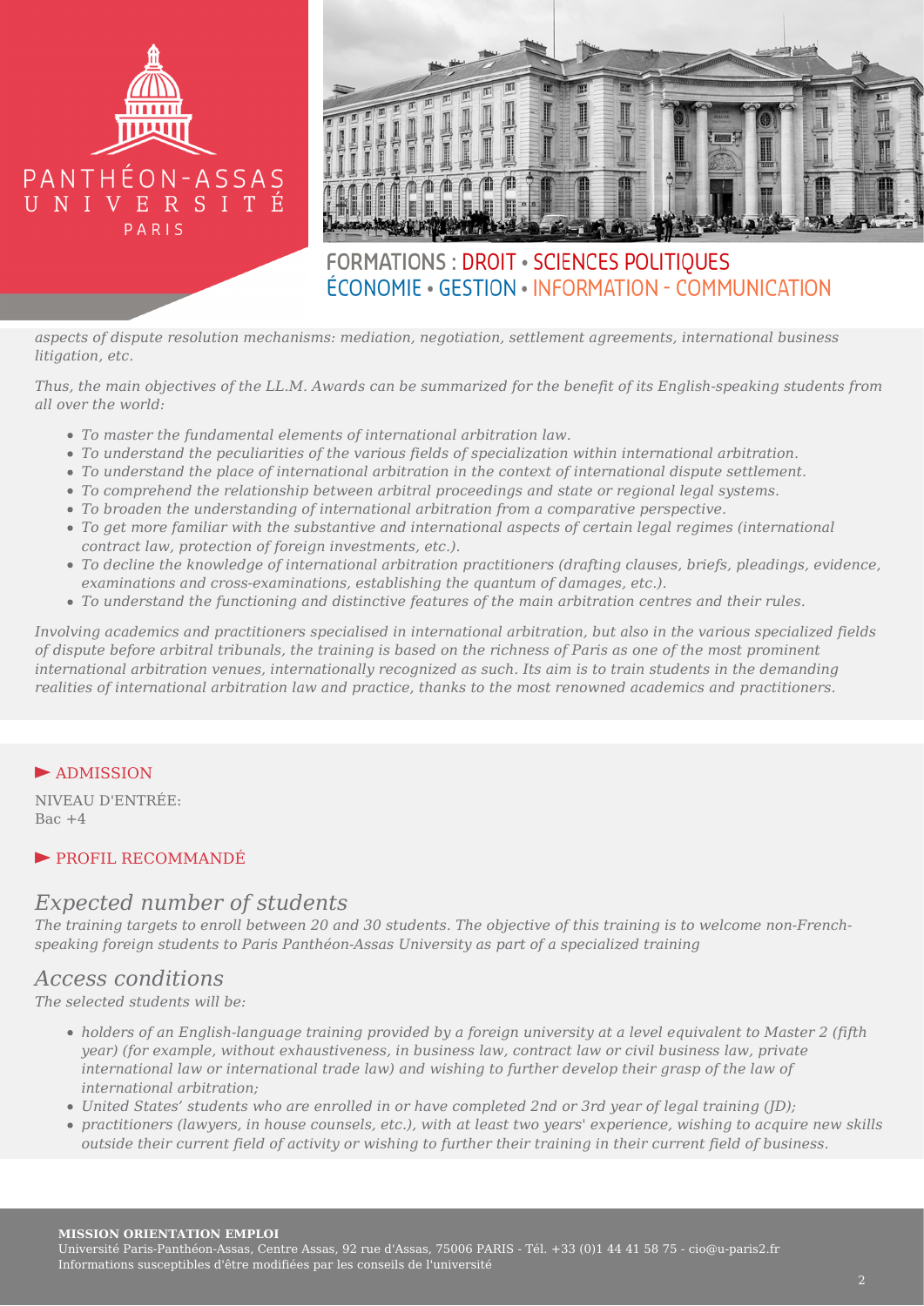*aspects of dispute resolution mechanisms: mediation, negotiation, settlement agreements, international business litigation, etc.*

*Thus, the main objectives of the LL.M. Awards can be summarized for the benefit of its English-speaking students from all over the world:*

- *To master the fundamental elements of international arbitration law.*
- *To understand the peculiarities of the various fields of specialization within international arbitration.*
- *To understand the place of international arbitration in the context of international dispute settlement.*
- *To comprehend the relationship between arbitral proceedings and state or regional legal systems.*
- *To broaden the understanding of international arbitration from a comparative perspective.*
- *To get more familiar with the substantive and international aspects of certain legal regimes (international contract law, protection of foreign investments, etc.).*
- *To decline the knowledge of international arbitration practitioners (drafting clauses, briefs, pleadings, evidence, examinations and cross-examinations, establishing the quantum of damages, etc.).*
- *To understand the functioning and distinctive features of the main arbitration centres and their rules.*

*Involving academics and practitioners specialised in international arbitration, but also in the various specialized fields of dispute before arbitral tribunals, the training is based on the richness of Paris as one of the most prominent international arbitration venues, internationally recognized as such. Its aim is to train students in the demanding realities of international arbitration law and practice, thanks to the most renowned academics and practitioners.*

## ADMISSION

NIVEAU D'ENTRÉE:
Bac +4

## PROFIL RECOMMANDÉ

### *Expected number of students*

*The training targets to enroll between 20 and 30 students. The objective of this training is to welcome non-French-speaking foreign students to Paris Panthéon-Assas University as part of a specialized training*

### *Access conditions*

*The selected students will be:*

- *holders of an English-language training provided by a foreign university at a level equivalent to Master 2 (fifth year) (for example, without exhaustiveness, in business law, contract law or civil business law, private international law or international trade law) and wishing to further develop their grasp of the law of international arbitration;*
- *United States' students who are enrolled in or have completed 2nd or 3rd year of legal training (JD);*
- *practitioners (lawyers, in house counsels, etc.), with at least two years' experience, wishing to acquire new skills outside their current field of activity or wishing to further their training in their current field of business.*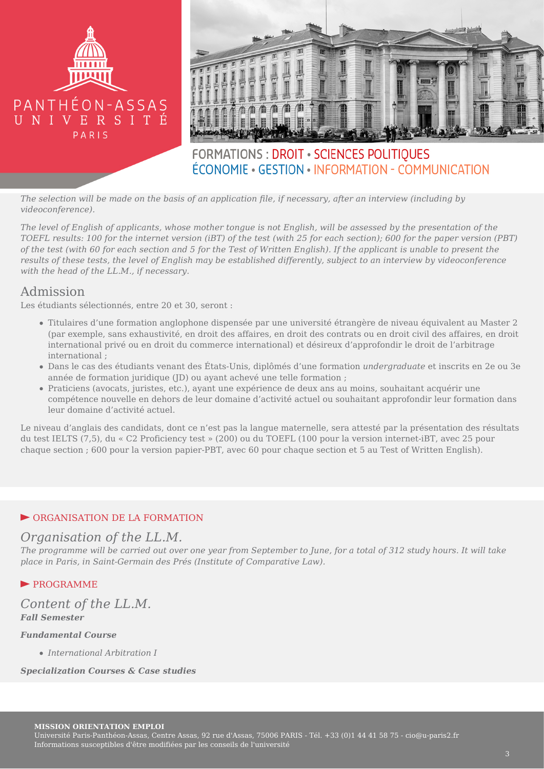*The selection will be made on the basis of an application file, if necessary, after an interview (including by videoconference).*

*The level of English of applicants, whose mother tongue is not English, will be assessed by the presentation of the TOEFL results: 100 for the internet version (iBT) of the test (with 25 for each section); 600 for the paper version (PBT) of the test (with 60 for each section and 5 for the Test of Written English). If the applicant is unable to present the results of these tests, the level of English may be established differently, subject to an interview by videoconference with the head of the LL.M., if necessary.*

## Admission

Les étudiants sélectionnés, entre 20 et 30, seront :

- Titulaires d'une formation anglophone dispensée par une université étrangère de niveau équivalent au Master 2 (par exemple, sans exhaustivité, en droit des affaires, en droit des contrats ou en droit civil des affaires, en droit international privé ou en droit du commerce international) et désireux d'approfondir le droit de l'arbitrage international ;
- Dans le cas des étudiants venant des États-Unis, diplômés d'une formation *undergraduate* et inscrits en 2e ou 3e année de formation juridique (JD) ou ayant achevé une telle formation ;
- Praticiens (avocats, juristes, etc.), ayant une expérience de deux ans au moins, souhaitant acquérir une compétence nouvelle en dehors de leur domaine d'activité actuel ou souhaitant approfondir leur formation dans leur domaine d'activité actuel.

Le niveau d'anglais des candidats, dont ce n'est pas la langue maternelle, sera attesté par la présentation des résultats du test IELTS (7,5), du « C2 Proficiency test » (200) ou du TOEFL (100 pour la version internet-iBT, avec 25 pour chaque section ; 600 pour la version papier-PBT, avec 60 pour chaque section et 5 au Test of Written English).

### ORGANISATION DE LA FORMATION

## *Organisation of the LL.M.*

*The programme will be carried out over one year from September to June, for a total of 312 study hours. It will take place in Paris, in Saint-Germain des Prés (Institute of Comparative Law).*

### PROGRAMME

## *Content of the LL.M.*

***Fall Semester***

***Fundamental Course***

- *International Arbitration I*

***Specialization Courses & Case studies***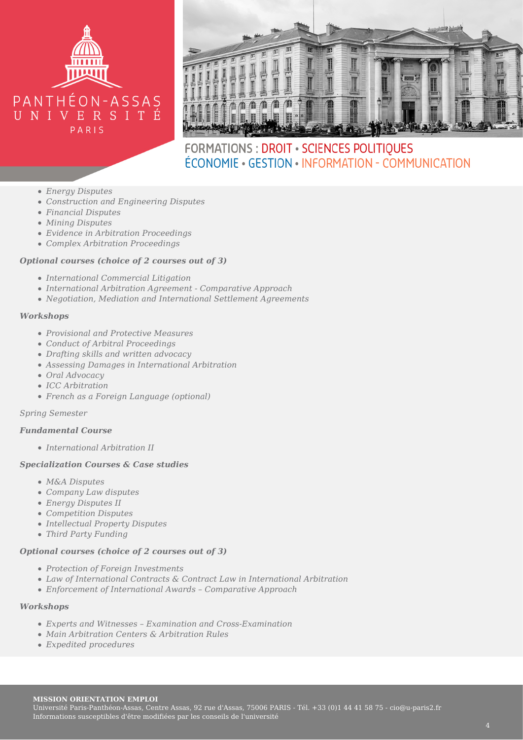- *Energy Disputes*
- *Construction and Engineering Disputes*
- *Financial Disputes*
- *Mining Disputes*
- *Evidence in Arbitration Proceedings*
- *Complex Arbitration Proceedings*

***Optional courses (choice of 2 courses out of 3)***

- *International Commercial Litigation*
- *International Arbitration Agreement - Comparative Approach*
- *Negotiation, Mediation and International Settlement Agreements*

***Workshops***

- *Provisional and Protective Measures*
- *Conduct of Arbitral Proceedings*
- *Drafting skills and written advocacy*
- *Assessing Damages in International Arbitration*
- *Oral Advocacy*
- *ICC Arbitration*
- *French as a Foreign Language (optional)*

*Spring Semester*

***Fundamental Course***

- *International Arbitration II*

***Specialization Courses & Case studies***

- *M&A Disputes*
- *Company Law disputes*
- *Energy Disputes II*
- *Competition Disputes*
- *Intellectual Property Disputes*
- *Third Party Funding*

***Optional courses (choice of 2 courses out of 3)***

- *Protection of Foreign Investments*
- *Law of International Contracts & Contract Law in International Arbitration*
- *Enforcement of International Awards – Comparative Approach*

***Workshops***

- *Experts and Witnesses – Examination and Cross-Examination*
- *Main Arbitration Centers & Arbitration Rules*
- *Expedited procedures*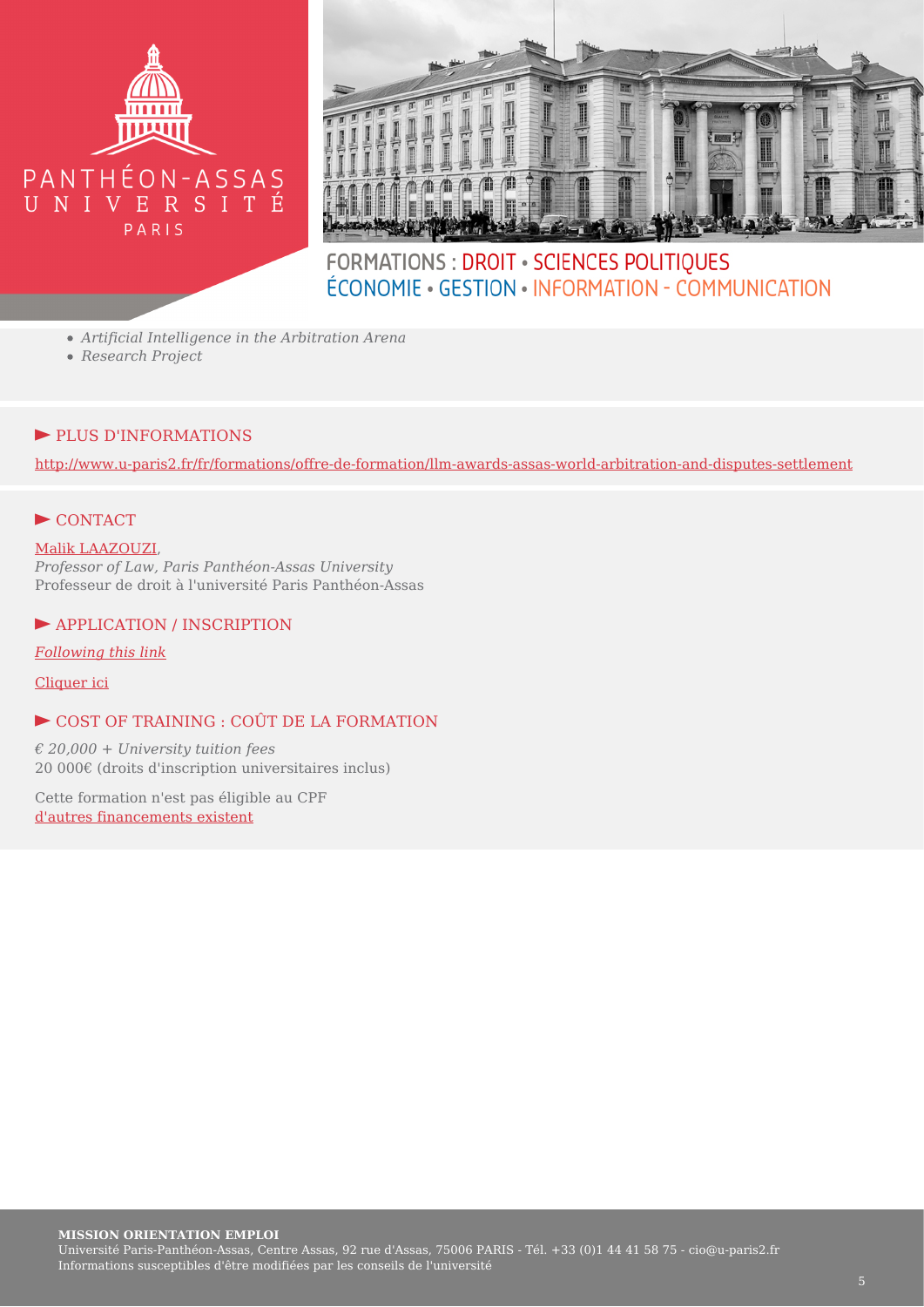- *Artificial Intelligence in the Arbitration Arena*
- *Research Project*

## PLUS D'INFORMATIONS

http://www.u-paris2.fr/fr/formations/offre-de-formation/llm-awards-assas-world-arbitration-and-disputes-settlement

## CONTACT

Malik LAAZOUZI,
*Professor of Law, Paris Panthéon-Assas University*
Professeur de droit à l'université Paris Panthéon-Assas

## APPLICATION / INSCRIPTION

*Following this link*

Cliquer ici

## COST OF TRAINING : COÛT DE LA FORMATION

*€ 20,000 + University tuition fees*
20 000€ (droits d'inscription universitaires inclus)

Cette formation n'est pas éligible au CPF
d'autres financements existent

**MISSION ORIENTATION EMPLOI**
Université Paris-Panthéon-Assas, Centre Assas, 92 rue d'Assas, 75006 PARIS - Tél. +33 (0)1 44 41 58 75 - cio@u-paris2.fr
Informations susceptibles d'être modifiées par les conseils de l'université